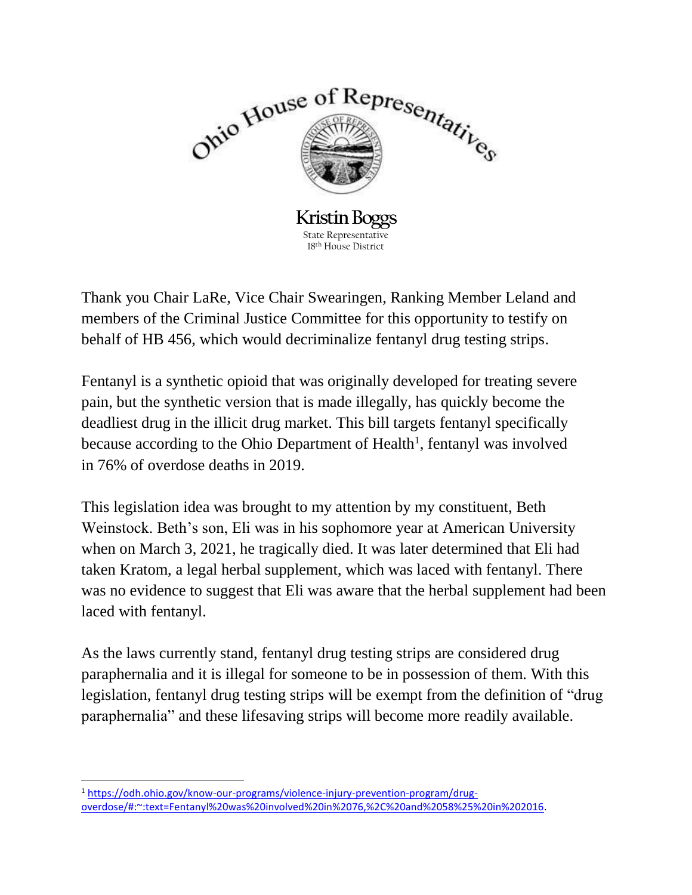Ohio House of Representatives

**Kristin Boggs**
State Representative
18th House District

Thank you Chair LaRe, Vice Chair Swearingen, Ranking Member Leland and members of the Criminal Justice Committee for this opportunity to testify on behalf of HB 456, which would decriminalize fentanyl drug testing strips.

Fentanyl is a synthetic opioid that was originally developed for treating severe pain, but the synthetic version that is made illegally, has quickly become the deadliest drug in the illicit drug market. This bill targets fentanyl specifically because according to the Ohio Department of Health[1], fentanyl was involved in 76% of overdose deaths in 2019.

This legislation idea was brought to my attention by my constituent, Beth Weinstock. Beth's son, Eli was in his sophomore year at American University when on March 3, 2021, he tragically died. It was later determined that Eli had taken Kratom, a legal herbal supplement, which was laced with fentanyl. There was no evidence to suggest that Eli was aware that the herbal supplement had been laced with fentanyl.

As the laws currently stand, fentanyl drug testing strips are considered drug paraphernalia and it is illegal for someone to be in possession of them. With this legislation, fentanyl drug testing strips will be exempt from the definition of "drug paraphernalia" and these lifesaving strips will become more readily available.

---

[1] https://odh.ohio.gov/know-our-programs/violence-injury-prevention-program/drug-overdose/#:~:text=Fentanyl%20was%20involved%20in%2076,%2C%20and%2058%25%20in%202016.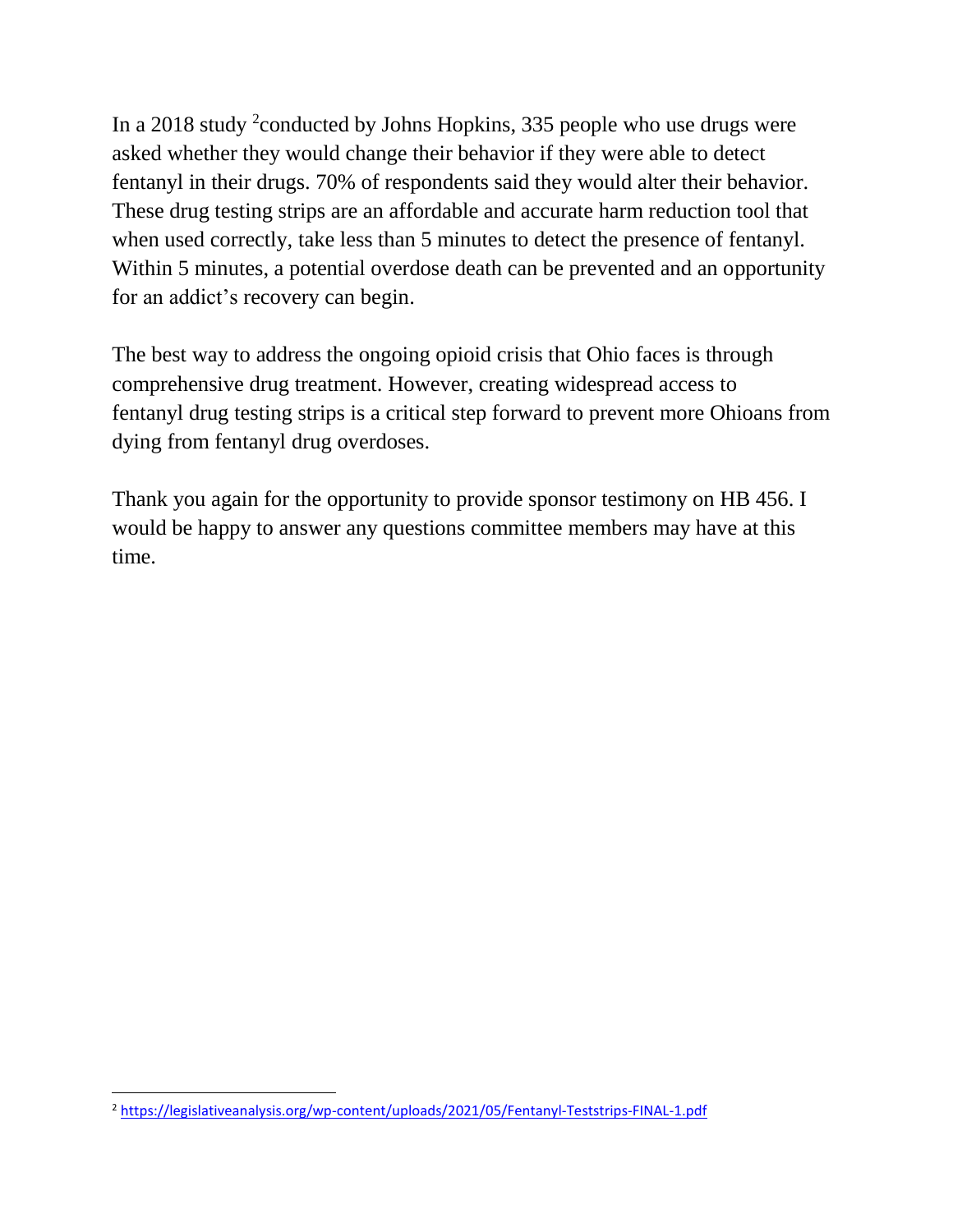In a 2018 study [2] conducted by Johns Hopkins, 335 people who use drugs were asked whether they would change their behavior if they were able to detect fentanyl in their drugs. 70% of respondents said they would alter their behavior. These drug testing strips are an affordable and accurate harm reduction tool that when used correctly, take less than 5 minutes to detect the presence of fentanyl. Within 5 minutes, a potential overdose death can be prevented and an opportunity for an addict's recovery can begin.

The best way to address the ongoing opioid crisis that Ohio faces is through comprehensive drug treatment. However, creating widespread access to fentanyl drug testing strips is a critical step forward to prevent more Ohioans from dying from fentanyl drug overdoses.

Thank you again for the opportunity to provide sponsor testimony on HB 456. I would be happy to answer any questions committee members may have at this time.

---

[2] https://legislativeanalysis.org/wp-content/uploads/2021/05/Fentanyl-Teststrips-FINAL-1.pdf